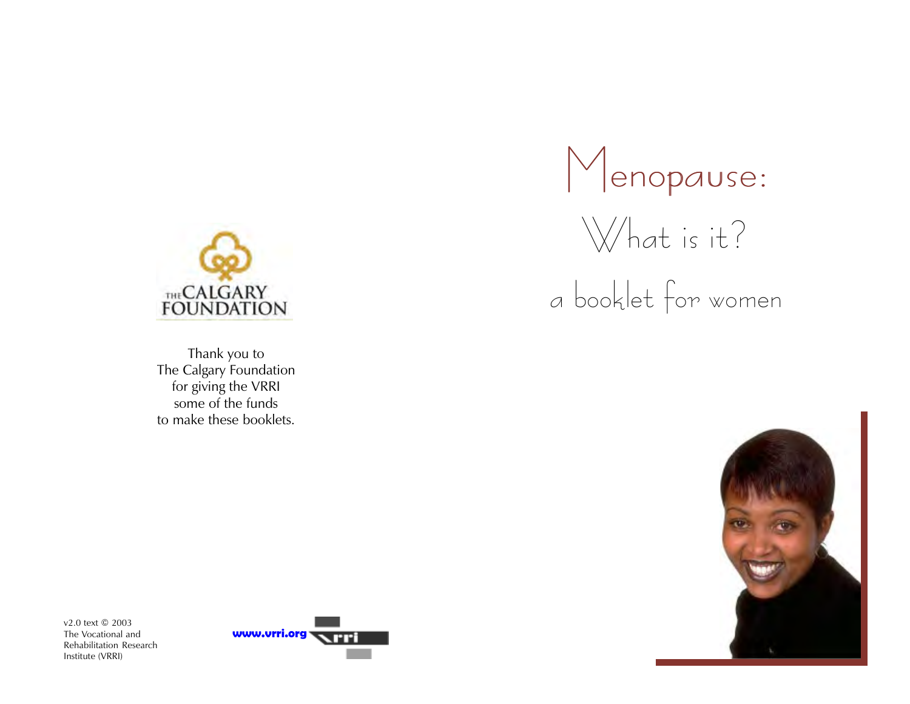# Menopause:

## What is it?

### a booklet for women

THE CALGARY FOUNDATION

Thank you to
The Calgary Foundation
for giving the VRRI
some of the funds
to make these booklets.

v2.0 text © 2003
The Vocational and
Rehabilitation Research
Institute (VRRI)

www.vrri.org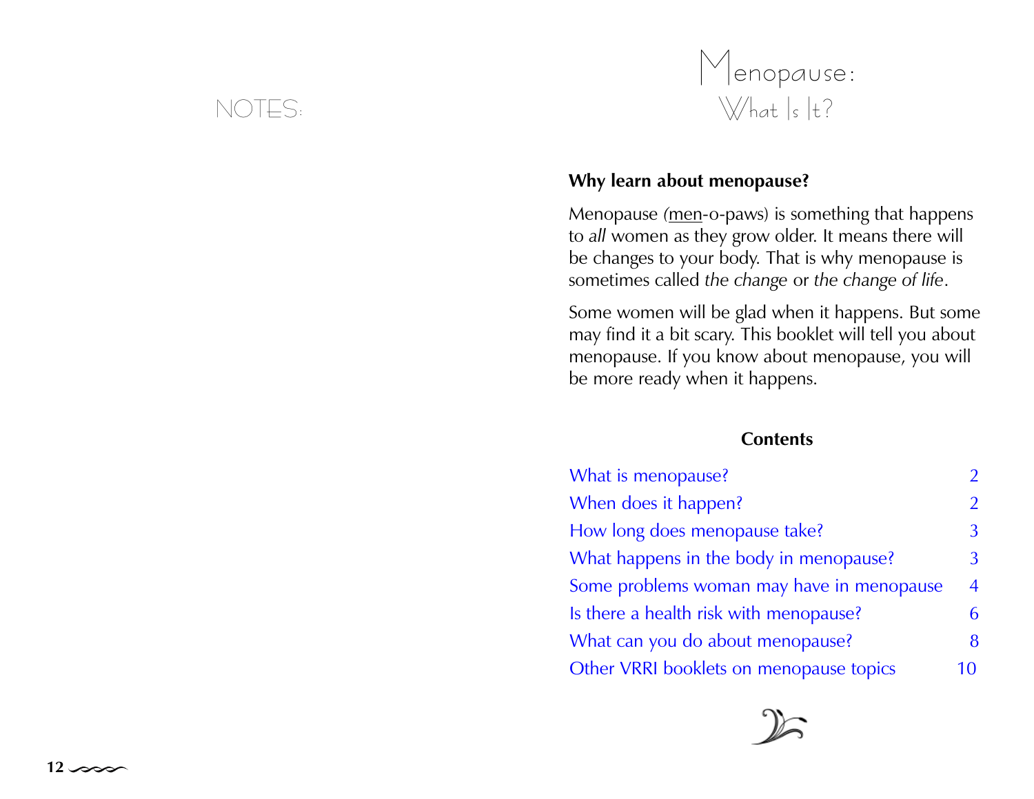NOTES:

# Menopause: What Is It?

**Why learn about menopause?**

Menopause (men-o-paws) is something that happens to *all* women as they grow older. It means there will be changes to your body. That is why menopause is sometimes called *the change* or *the change of life*.

Some women will be glad when it happens. But some may find it a bit scary. This booklet will tell you about menopause. If you know about menopause, you will be more ready when it happens.

**Contents**

| | |
|---|---|
| What is menopause? | 2 |
| When does it happen? | 2 |
| How long does menopause take? | 3 |
| What happens in the body in menopause? | 3 |
| Some problems woman may have in menopause | 4 |
| Is there a health risk with menopause? | 6 |
| What can you do about menopause? | 8 |
| Other VRRI booklets on menopause topics | 10 |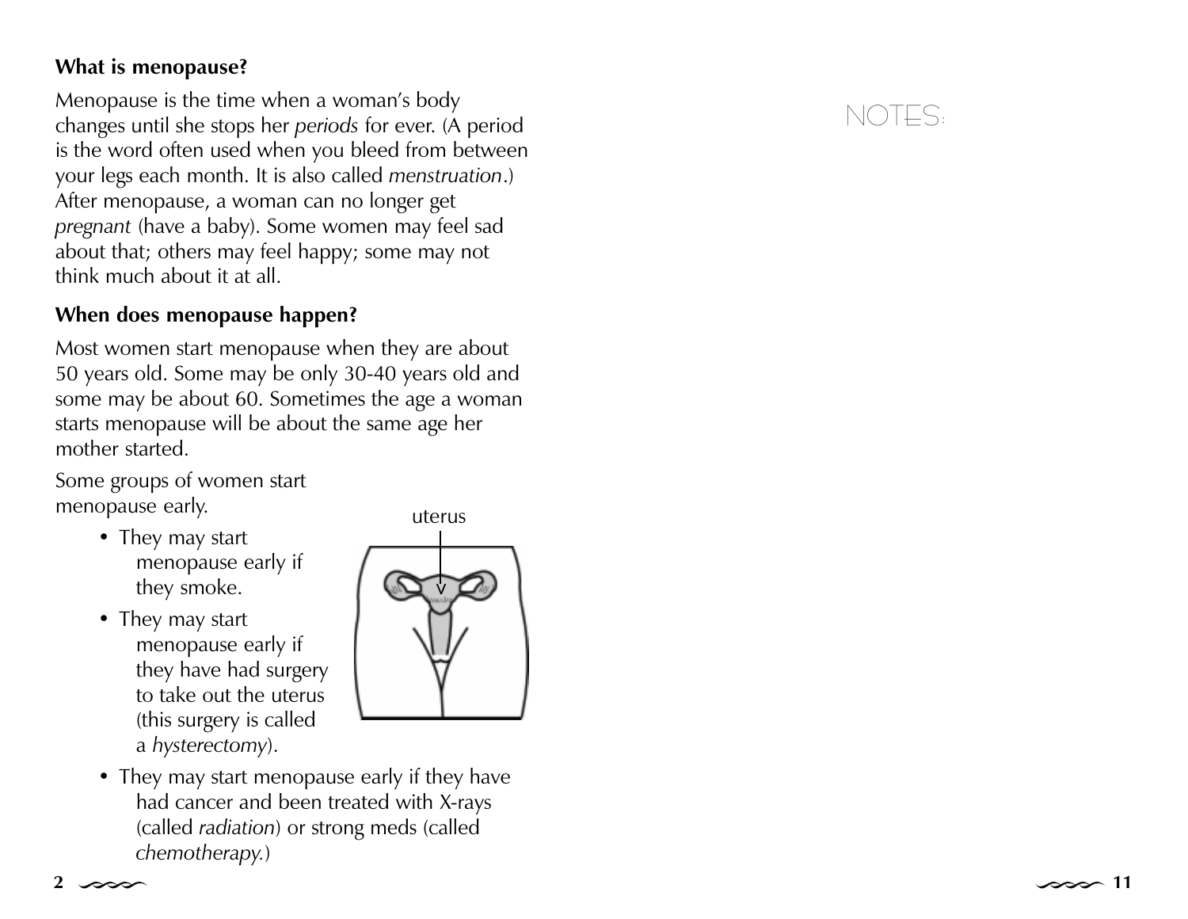**What is menopause?**

Menopause is the time when a woman's body changes until she stops her *periods* for ever. (A period is the word often used when you bleed from between your legs each month. It is also called *menstruation*.) After menopause, a woman can no longer get *pregnant* (have a baby). Some women may feel sad about that; others may feel happy; some may not think much about it at all.

**When does menopause happen?**

Most women start menopause when they are about 50 years old. Some may be only 30-40 years old and some may be about 60. Sometimes the age a woman starts menopause will be about the same age her mother started.

Some groups of women start menopause early.

- They may start menopause early if they smoke.
- They may start menopause early if they have had surgery to take out the uterus (this surgery is called a *hysterectomy*).
- They may start menopause early if they have had cancer and been treated with X-rays (called *radiation*) or strong meds (called *chemotherapy*.)

uterus

NOTES: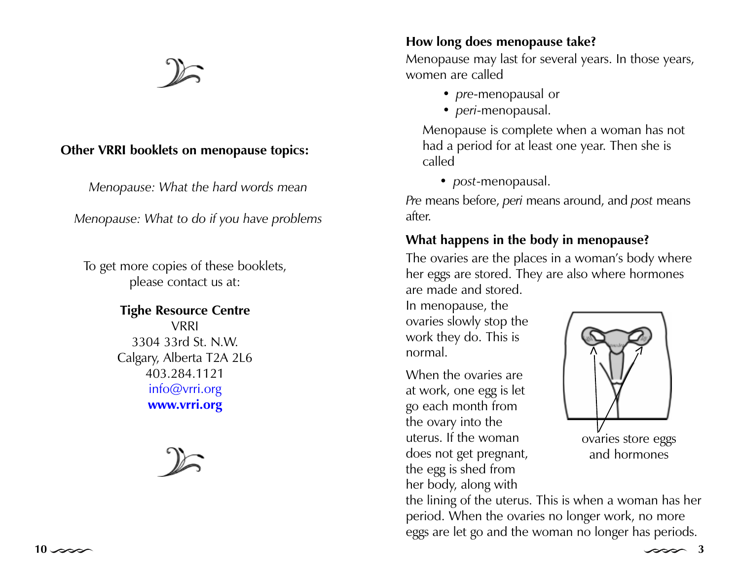**Other VRRI booklets on menopause topics:**

*Menopause: What the hard words mean*

*Menopause: What to do if you have problems*

To get more copies of these booklets, please contact us at:

**Tighe Resource Centre**
VRRI
3304 33rd St. N.W.
Calgary, Alberta T2A 2L6
403.284.1121
info@vrri.org
**www.vrri.org**

**How long does menopause take?**

Menopause may last for several years. In those years, women are called

- *pre*-menopausal or
- *peri*-menopausal.

Menopause is complete when a woman has not had a period for at least one year. Then she is called

- *post*-menopausal.

*Pre* means before, *peri* means around, and *post* means after.

**What happens in the body in menopause?**

The ovaries are the places in a woman's body where her eggs are stored. They are also where hormones are made and stored.

In menopause, the ovaries slowly stop the work they do. This is normal.

When the ovaries are at work, one egg is let go each month from the ovary into the uterus. If the woman does not get pregnant, the egg is shed from her body, along with the lining of the uterus. This is when a woman has her period. When the ovaries no longer work, no more eggs are let go and the woman no longer has periods.

ovaries store eggs and hormones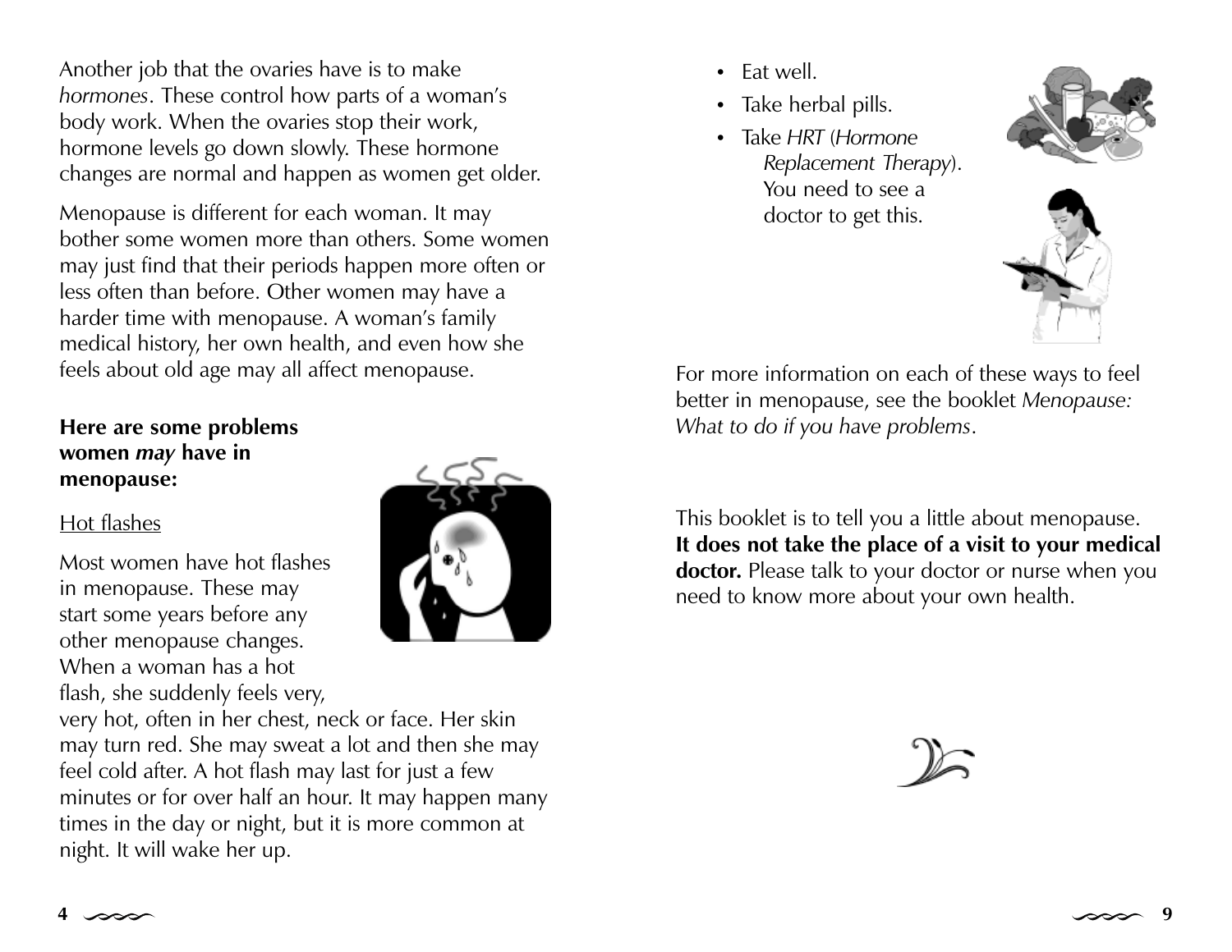Another job that the ovaries have is to make *hormones*. These control how parts of a woman's body work. When the ovaries stop their work, hormone levels go down slowly. These hormone changes are normal and happen as women get older.

Menopause is different for each woman. It may bother some women more than others. Some women may just find that their periods happen more often or less often than before. Other women may have a harder time with menopause. A woman's family medical history, her own health, and even how she feels about old age may all affect menopause.

**Here are some problems women *may* have in menopause:**

Hot flashes

Most women have hot flashes in menopause. These may start some years before any other menopause changes. When a woman has a hot flash, she suddenly feels very, very hot, often in her chest, neck or face. Her skin may turn red. She may sweat a lot and then she may feel cold after. A hot flash may last for just a few minutes or for over half an hour. It may happen many times in the day or night, but it is more common at night. It will wake her up.

- Eat well.
- Take herbal pills.
- Take *HRT* (*Hormone Replacement Therapy*). You need to see a doctor to get this.

For more information on each of these ways to feel better in menopause, see the booklet *Menopause: What to do if you have problems*.

This booklet is to tell you a little about menopause. **It does not take the place of a visit to your medical doctor.** Please talk to your doctor or nurse when you need to know more about your own health.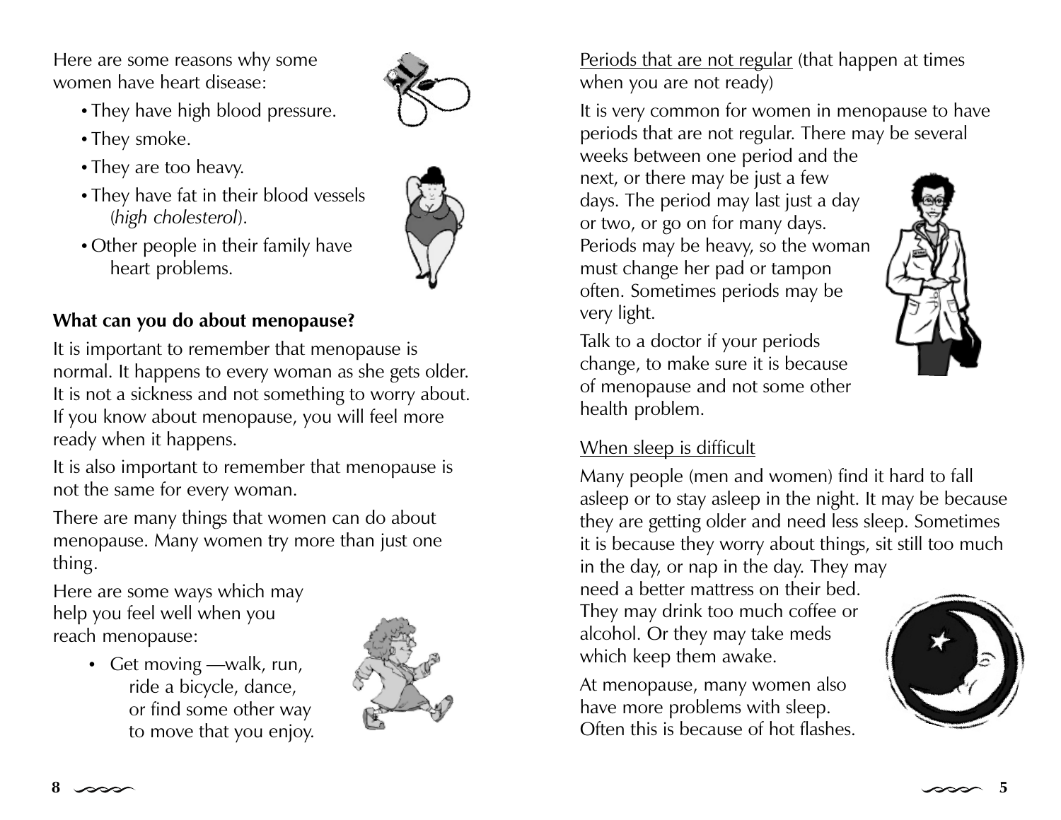Here are some reasons why some women have heart disease:

- They have high blood pressure.
- They smoke.
- They are too heavy.
- They have fat in their blood vessels (*high cholesterol*).
- Other people in their family have heart problems.

**What can you do about menopause?**

It is important to remember that menopause is normal. It happens to every woman as she gets older. It is not a sickness and not something to worry about. If you know about menopause, you will feel more ready when it happens.

It is also important to remember that menopause is not the same for every woman.

There are many things that women can do about menopause. Many women try more than just one thing.

Here are some ways which may help you feel well when you reach menopause:

- Get moving —walk, run, ride a bicycle, dance, or find some other way to move that you enjoy.

Periods that are not regular (that happen at times when you are not ready)

It is very common for women in menopause to have periods that are not regular. There may be several weeks between one period and the next, or there may be just a few days. The period may last just a day or two, or go on for many days. Periods may be heavy, so the woman must change her pad or tampon often. Sometimes periods may be very light.

Talk to a doctor if your periods change, to make sure it is because of menopause and not some other health problem.

When sleep is difficult

Many people (men and women) find it hard to fall asleep or to stay asleep in the night. It may be because they are getting older and need less sleep. Sometimes it is because they worry about things, sit still too much in the day, or nap in the day. They may need a better mattress on their bed. They may drink too much coffee or alcohol. Or they may take meds which keep them awake.

At menopause, many women also have more problems with sleep. Often this is because of hot flashes.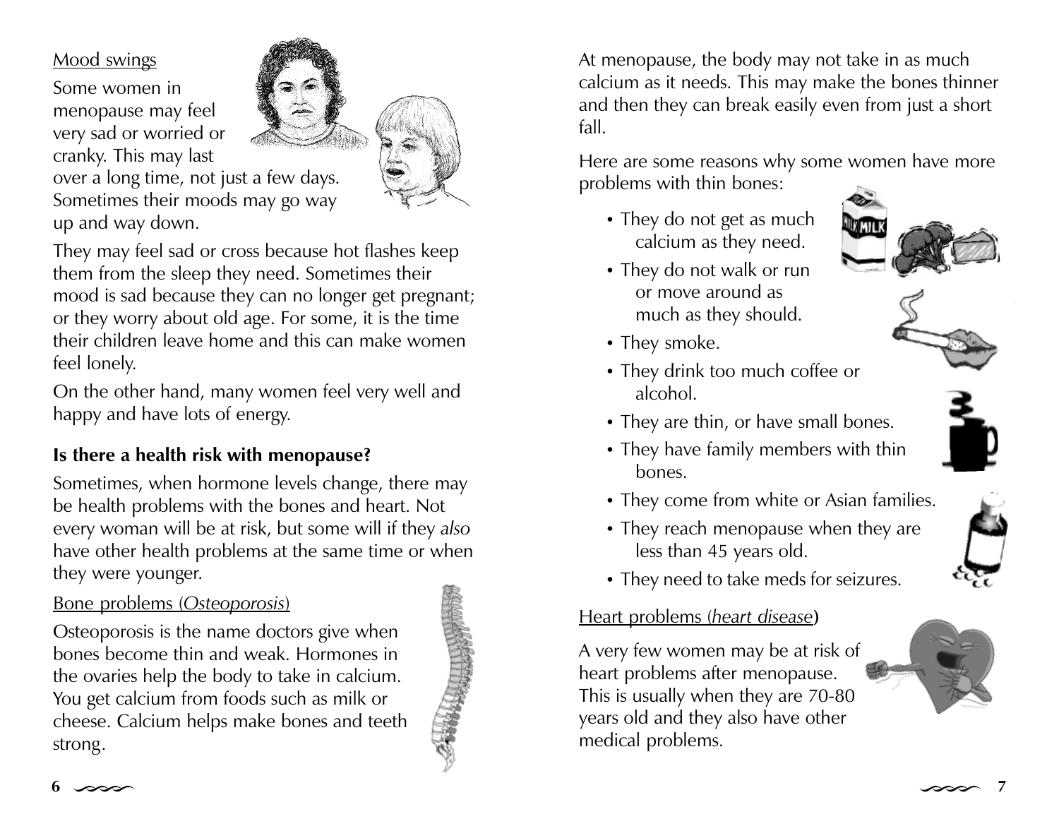Mood swings

Some women in menopause may feel very sad or worried or cranky. This may last over a long time, not just a few days. Sometimes their moods may go way up and way down.

They may feel sad or cross because hot flashes keep them from the sleep they need. Sometimes their mood is sad because they can no longer get pregnant; or they worry about old age. For some, it is the time their children leave home and this can make women feel lonely.

On the other hand, many women feel very well and happy and have lots of energy.

## Is there a health risk with menopause?

Sometimes, when hormone levels change, there may be health problems with the bones and heart. Not every woman will be at risk, but some will if they *also* have other health problems at the same time or when they were younger.

Bone problems (*Osteoporosis*)

Osteoporosis is the name doctors give when bones become thin and weak. Hormones in the ovaries help the body to take in calcium. You get calcium from foods such as milk or cheese. Calcium helps make bones and teeth strong.

At menopause, the body may not take in as much calcium as it needs. This may make the bones thinner and then they can break easily even from just a short fall.

Here are some reasons why some women have more problems with thin bones:

- They do not get as much calcium as they need.
- They do not walk or run or move around as much as they should.
- They smoke.
- They drink too much coffee or alcohol.
- They are thin, or have small bones.
- They have family members with thin bones.
- They come from white or Asian families.
- They reach menopause when they are less than 45 years old.
- They need to take meds for seizures.

Heart problems (*heart disease*)

A very few women may be at risk of heart problems after menopause. This is usually when they are 70-80 years old and they also have other medical problems.